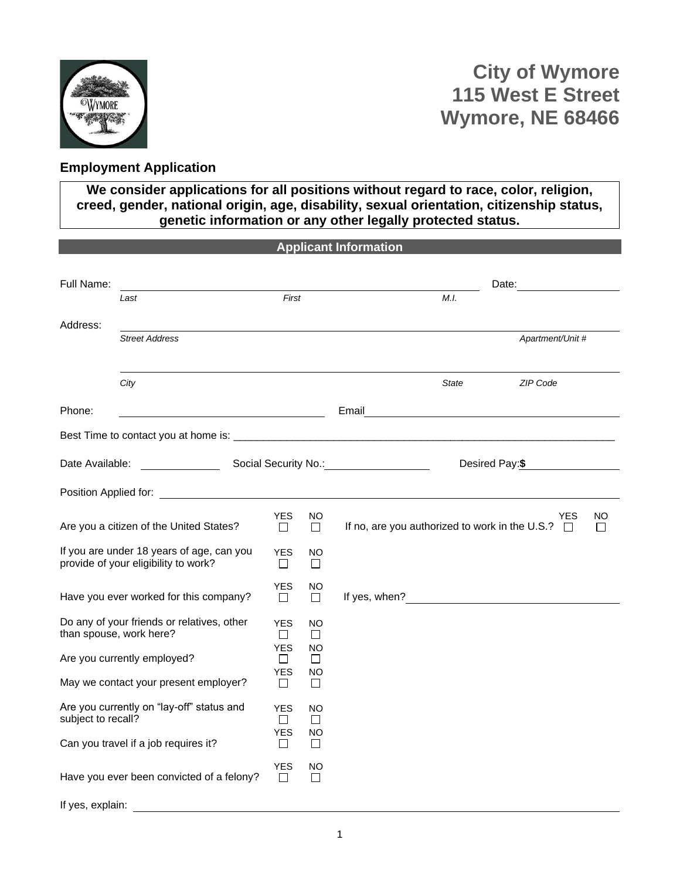# City of Wymore
# 115 West E Street
# Wymore, NE 68466

## Employment Application

**We consider applications for all positions without regard to race, color, religion, creed, gender, national origin, age, disability, sexual orientation, citizenship status, genetic information or any other legally protected status.**

### Applicant Information

Full Name: ______________________________________________ Date: ______________
*Last* *First* *M.I.*

Address: ______________________________________________________________
*Street Address* *Apartment/Unit #*

______________________________________________________________
*City* *State* *ZIP Code*

Phone: ______________________ Email ______________________________

Best Time to contact you at home is: ______________________________________________

Date Available: ____________ Social Security No.: ______________ Desired Pay: **$** ____________

Position Applied for: ______________________________________________

| | YES | NO | | YES | NO |
|---|---|---|---|---|---|
| Are you a citizen of the United States? | ☐ | ☐ | If no, are you authorized to work in the U.S.? | ☐ | ☐ |
| If you are under 18 years of age, can you provide of your eligibility to work? | ☐ | ☐ | | | |
| Have you ever worked for this company? | ☐ | ☐ | If yes, when? ______________________ | | |
| Do any of your friends or relatives, other than spouse, work here? | ☐ | ☐ | | | |
| Are you currently employed? | ☐ | ☐ | | | |
| May we contact your present employer? | ☐ | ☐ | | | |
| Are you currently on "lay-off" status and subject to recall? | ☐ | ☐ | | | |
| Can you travel if a job requires it? | ☐ | ☐ | | | |
| Have you ever been convicted of a felony? | ☐ | ☐ | | | |

If yes, explain: ______________________________________________________________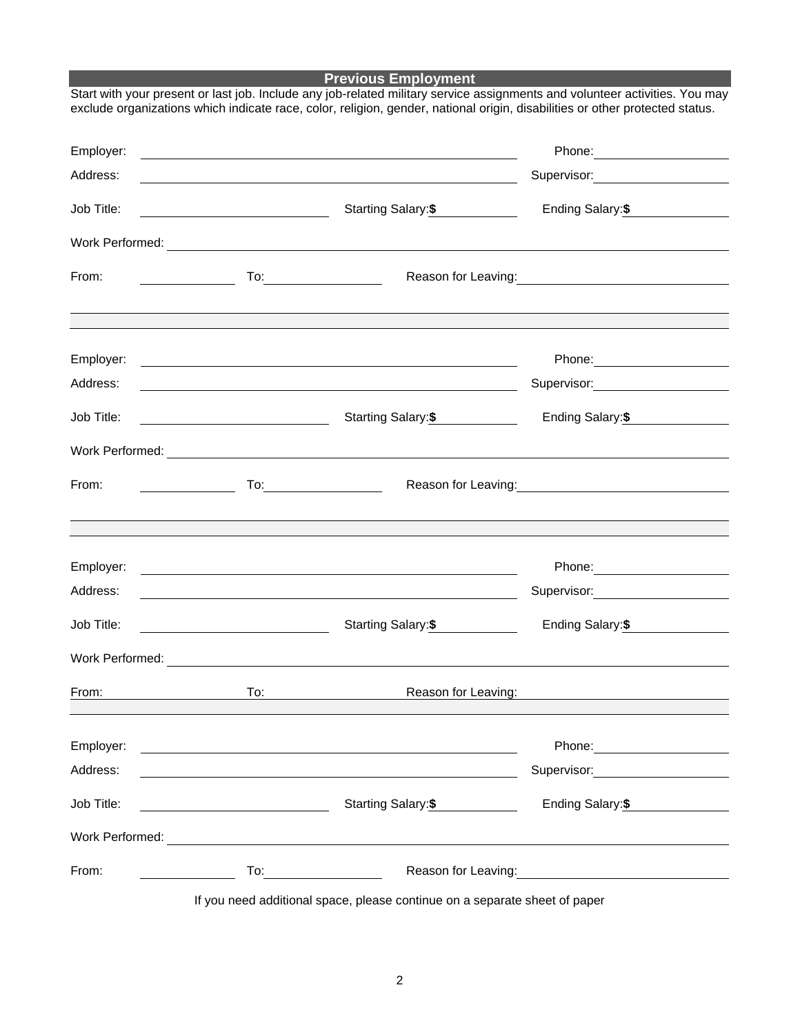## Previous Employment

Start with your present or last job. Include any job-related military service assignments and volunteer activities. You may exclude organizations which indicate race, color, religion, gender, national origin, disabilities or other protected status.

Employer: ______________________________ Phone: ______________

Address: ______________________________ Supervisor: ______________

Job Title: ______________ Starting Salary:**$** __________ Ending Salary:**$** __________

Work Performed: ______________________________________________

From: __________ To: __________ Reason for Leaving: ______________________

---

Employer: ______________________________ Phone: ______________

Address: ______________________________ Supervisor: ______________

Job Title: ______________ Starting Salary:**$** __________ Ending Salary:**$** __________

Work Performed: ______________________________________________

From: __________ To: __________ Reason for Leaving: ______________________

---

Employer: ______________________________ Phone: ______________

Address: ______________________________ Supervisor: ______________

Job Title: ______________ Starting Salary:**$** __________ Ending Salary:**$** __________

Work Performed: ______________________________________________

From: __________ To: __________ Reason for Leaving: ______________________

---

Employer: ______________________________ Phone: ______________

Address: ______________________________ Supervisor: ______________

Job Title: ______________ Starting Salary:**$** __________ Ending Salary:**$** __________

Work Performed: ______________________________________________

From: __________ To: __________ Reason for Leaving: ______________________

If you need additional space, please continue on a separate sheet of paper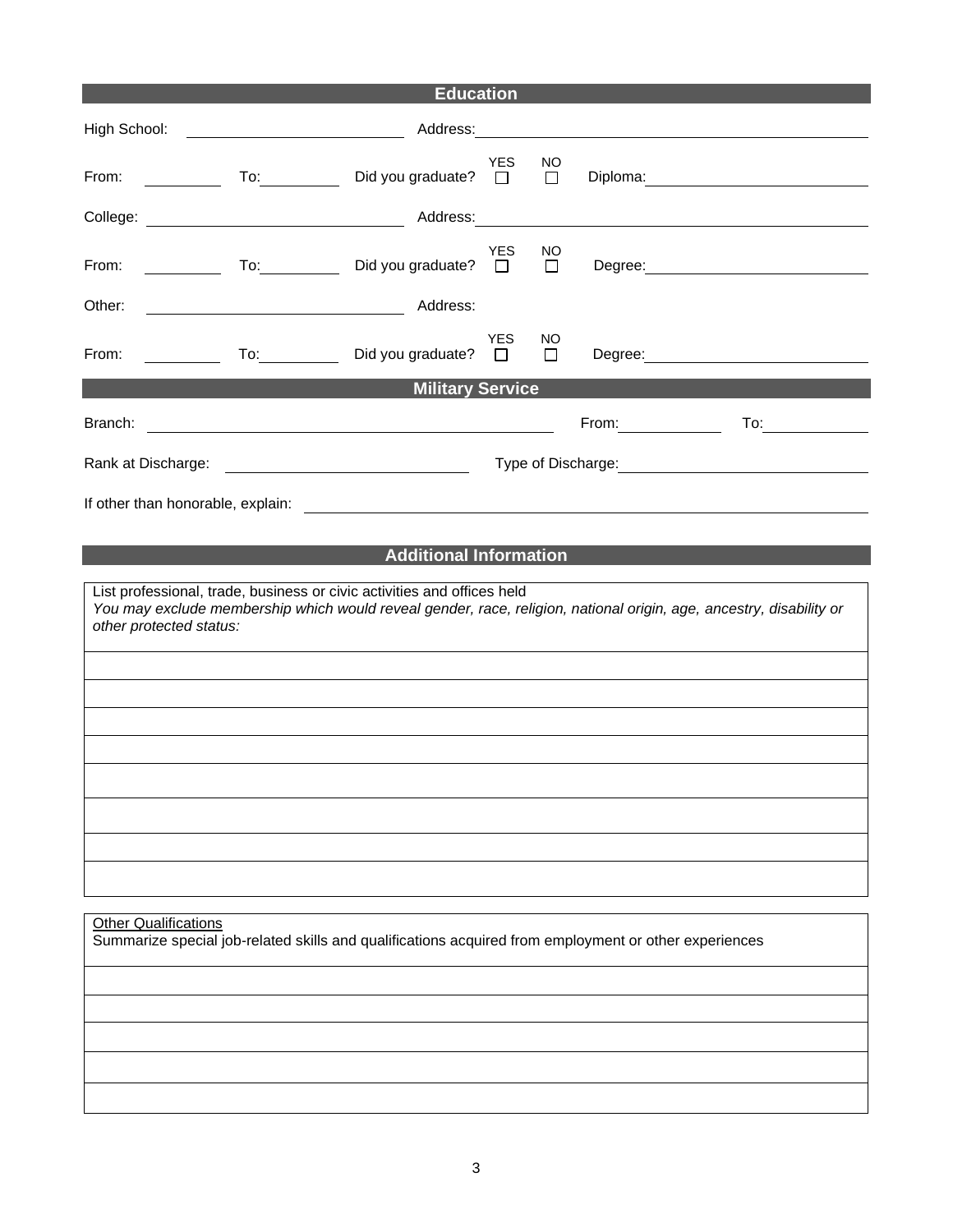## Education

High School: ______________________ Address: ______________________________________

From: ________ To: ________ Did you graduate? YES ☐ NO ☐ Diploma: ______________________

College: ______________________ Address: ______________________________________

From: ________ To: ________ Did you graduate? YES ☐ NO ☐ Degree: ______________________

Other: ______________________ Address:

From: ________ To: ________ Did you graduate? YES ☐ NO ☐ Degree: ______________________

## Military Service

Branch: ______________________________________ From: __________ To: __________

Rank at Discharge: ______________________ Type of Discharge: ______________________

If other than honorable, explain: ______________________________________________

## Additional Information

List professional, trade, business or civic activities and offices held
*You may exclude membership which would reveal gender, race, religion, national origin, age, ancestry, disability or other protected status:*

| |
|---|
| |
| |
| |
| |
| |
| |
| |
| |

Other Qualifications
Summarize special job-related skills and qualifications acquired from employment or other experiences

| |
|---|
| |
| |
| |
| |
| |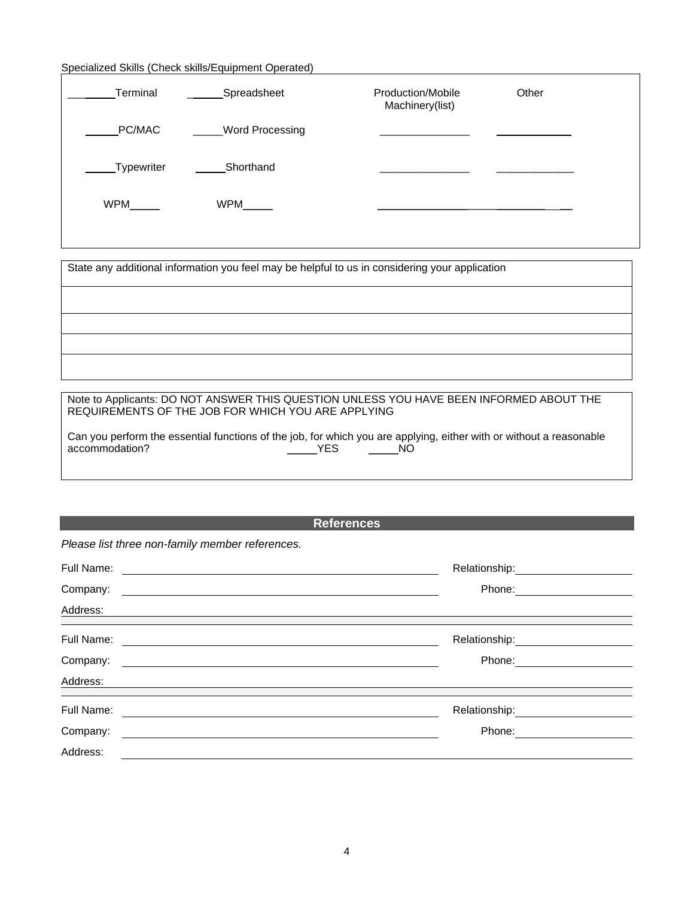Specialized Skills (Check skills/Equipment Operated)

| | | | |
|---|---|---|---|
| ______Terminal | ______Spreadsheet | Production/Mobile Machinery(list) | Other |
| ______PC/MAC | _____Word Processing | _______________ | _____________ |
| _____Typewriter | _____Shorthand | _______________ | _____________ |
| WPM_____ | WPM_____ | _______________ | _____________ |

State any additional information you feel may be helpful to us in considering your application

_______________________________________________

_______________________________________________

_______________________________________________

_______________________________________________

Note to Applicants: DO NOT ANSWER THIS QUESTION UNLESS YOU HAVE BEEN INFORMED ABOUT THE REQUIREMENTS OF THE JOB FOR WHICH YOU ARE APPLYING

Can you perform the essential functions of the job, for which you are applying, either with or without a reasonable accommodation? _____YES _____NO

## References

*Please list three non-family member references.*

Full Name: ______________________________ Relationship: ____________________

Company: ______________________________ Phone: ____________________

Address: ____________________________________________________________

Full Name: ______________________________ Relationship: ____________________

Company: ______________________________ Phone: ____________________

Address: ____________________________________________________________

Full Name: ______________________________ Relationship: ____________________

Company: ______________________________ Phone: ____________________

Address: ____________________________________________________________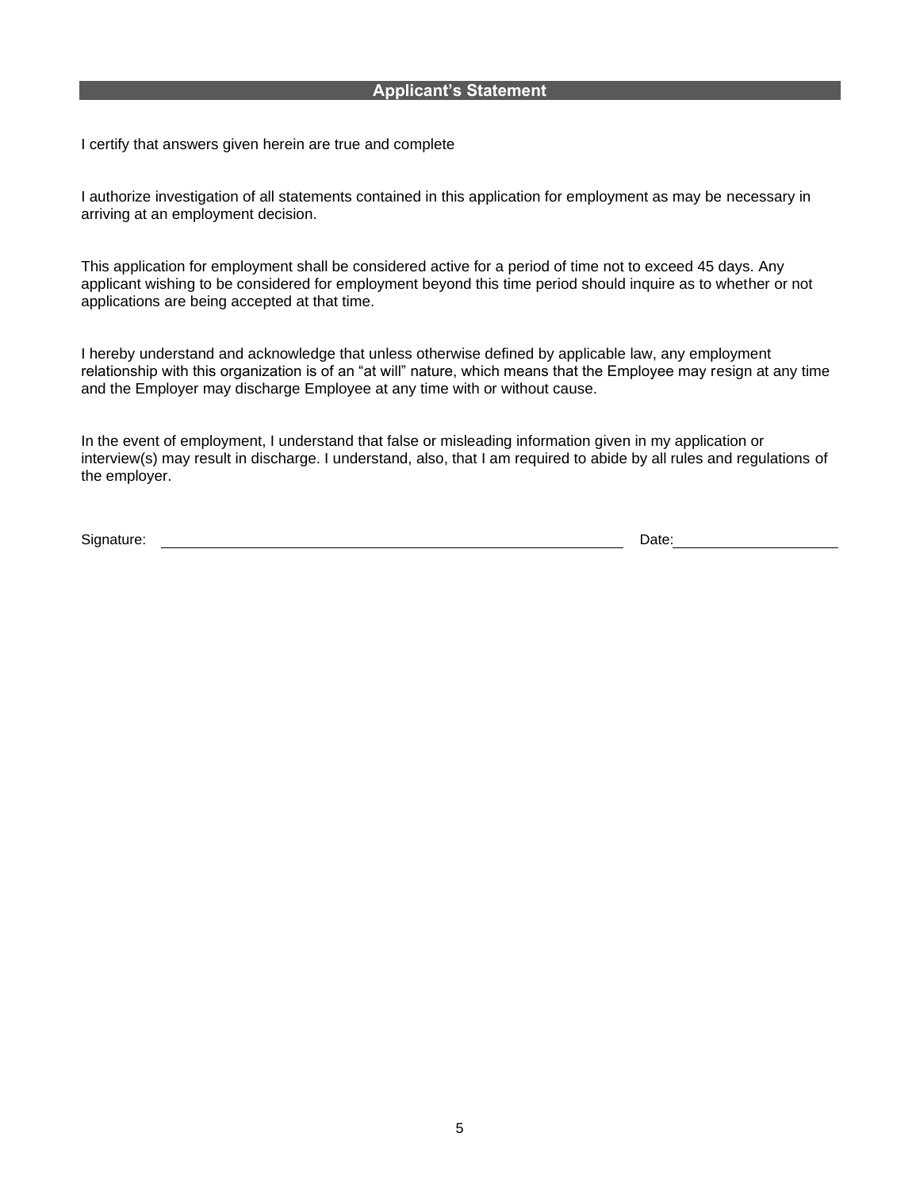## Applicant's Statement

I certify that answers given herein are true and complete

I authorize investigation of all statements contained in this application for employment as may be necessary in arriving at an employment decision.

This application for employment shall be considered active for a period of time not to exceed 45 days. Any applicant wishing to be considered for employment beyond this time period should inquire as to whether or not applications are being accepted at that time.

I hereby understand and acknowledge that unless otherwise defined by applicable law, any employment relationship with this organization is of an "at will" nature, which means that the Employee may resign at any time and the Employer may discharge Employee at any time with or without cause.

In the event of employment, I understand that false or misleading information given in my application or interview(s) may result in discharge. I understand, also, that I am required to abide by all rules and regulations of the employer.

Signature: ______________________________ Date: ______________